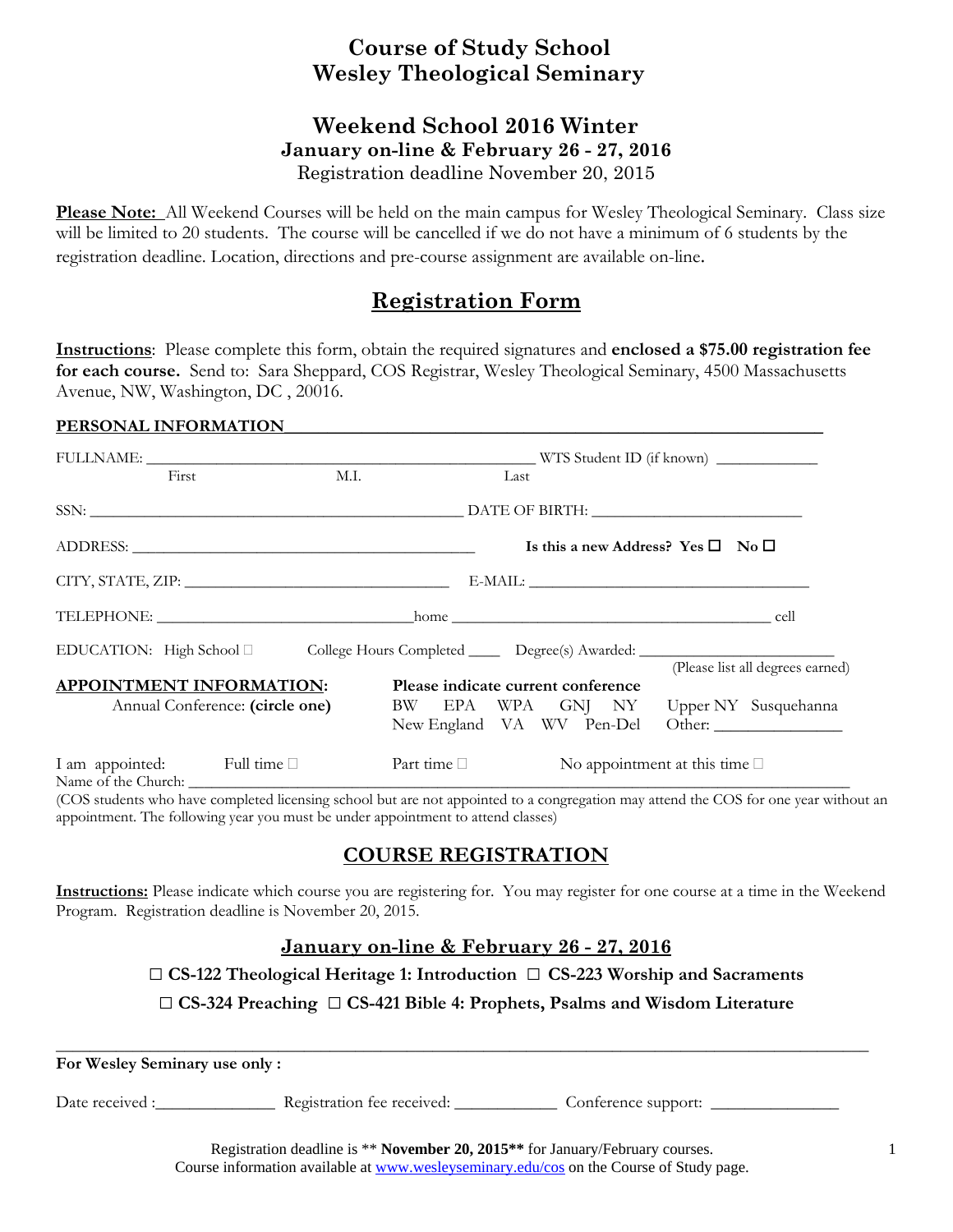# Course of Study School
# Wesley Theological Seminary

## Weekend School 2016 Winter

**January on-line & February 26 - 27, 2016**

Registration deadline November 20, 2015

**Please Note:** All Weekend Courses will be held on the main campus for Wesley Theological Seminary. Class size will be limited to 20 students. The course will be cancelled if we do not have a minimum of 6 students by the registration deadline. Location, directions and pre-course assignment are available on-line.

## Registration Form

**Instructions**: Please complete this form, obtain the required signatures and **enclosed a $75.00 registration fee for each course.** Send to: Sara Sheppard, COS Registrar, Wesley Theological Seminary, 4500 Massachusetts Avenue, NW, Washington, DC , 20016.

**PERSONAL INFORMATION**

FULLNAME: ______________________________________________ WTS Student ID (if known) ____________
First M.I. Last

SSN: _____________________________________________ DATE OF BIRTH: ________________________

ADDRESS: ___________________________________________ **Is this a new Address? Yes ☐ No ☐**

CITY, STATE, ZIP: ______________________________ E-MAIL: __________________________________

TELEPHONE: ______________________________home _____________________________________ cell

EDUCATION: High School ☐ College Hours Completed ____ Degree(s) Awarded: ______________________
(Please list all degrees earned)

**APPOINTMENT INFORMATION:**

Annual Conference: **(circle one)**

**Please indicate current conference**

BW EPA WPA GNJ NY Upper NY Susquehanna
New England VA WV Pen-Del Other: _______________

I am appointed: Full time ☐ Part time ☐ No appointment at this time ☐

Name of the Church: ______________________________________________________________________

(COS students who have completed licensing school but are not appointed to a congregation may attend the COS for one year without an appointment. The following year you must be under appointment to attend classes)

## COURSE REGISTRATION

**Instructions:** Please indicate which course you are registering for. You may register for one course at a time in the Weekend Program. Registration deadline is November 20, 2015.

### January on-line & February 26 - 27, 2016

☐ **CS-122 Theological Heritage 1: Introduction** ☐ **CS-223 Worship and Sacraments**

☐ **CS-324 Preaching** ☐ **CS-421 Bible 4: Prophets, Psalms and Wisdom Literature**

---

**For Wesley Seminary use only :**

Date received :_____________ Registration fee received: ___________ Conference support: _______________

Registration deadline is ** **November 20, 2015**** for January/February courses.
Course information available at www.wesleyseminary.edu/cos on the Course of Study page.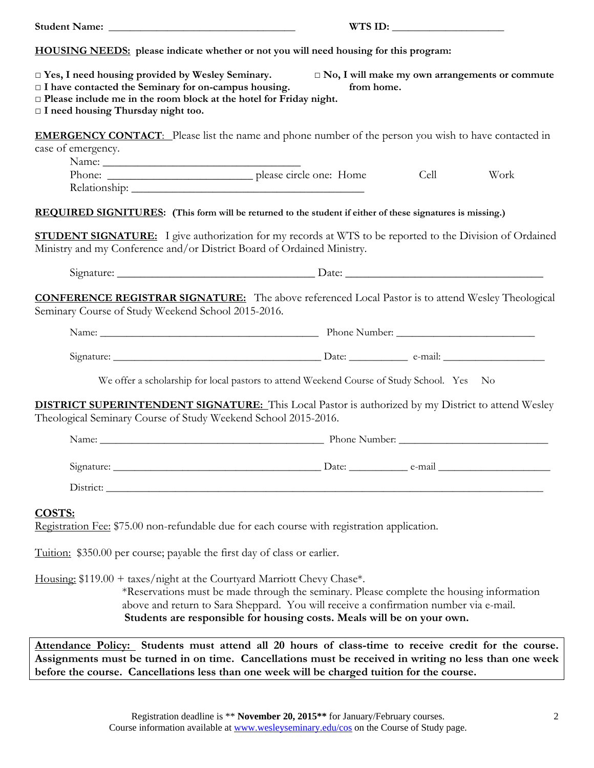**Student Name:** ___________________________________ **WTS ID:** ____________________

**HOUSING NEEDS: please indicate whether or not you will need housing for this program:**

□ **Yes, I need housing provided by Wesley Seminary.**
□ **I have contacted the Seminary for on-campus housing.**
□ **Please include me in the room block at the hotel for Friday night.**
□ **I need housing Thursday night too.**

□ **No, I will make my own arrangements or commute from home.**

**EMERGENCY CONTACT**: Please list the name and phone number of the person you wish to have contacted in case of emergency.

Name: ___________________________________

Phone: _________________________ please circle one: Home Cell Work

Relationship: ___________________________________________

**REQUIRED SIGNITURES: (This form will be returned to the student if either of these signatures is missing.)**

**STUDENT SIGNATURE:** I give authorization for my records at WTS to be reported to the Division of Ordained Ministry and my Conference and/or District Board of Ordained Ministry.

Signature: ___________________________________ Date: ___________________________________

**CONFERENCE REGISTRAR SIGNATURE:** The above referenced Local Pastor is to attend Wesley Theological Seminary Course of Study Weekend School 2015-2016.

Name: _________________________________________ Phone Number: __________________________

Signature: ________________________________________ Date: ___________ e-mail: ____________________

We offer a scholarship for local pastors to attend Weekend Course of Study School. Yes No

**DISTRICT SUPERINTENDENT SIGNATURE:** This Local Pastor is authorized by my District to attend Wesley Theological Seminary Course of Study Weekend School 2015-2016.

Name: ___________________________________________ Phone Number: ____________________________

Signature: ________________________________________ Date: ___________ e-mail _____________________

District: _____________________________________________________________________________________

**COSTS:**

Registration Fee: $75.00 non-refundable due for each course with registration application.

Tuition: $350.00 per course; payable the first day of class or earlier.

Housing: $119.00 + taxes/night at the Courtyard Marriott Chevy Chase*.

*Reservations must be made through the seminary. Please complete the housing information above and return to Sara Sheppard. You will receive a confirmation number via e-mail. **Students are responsible for housing costs. Meals will be on your own.**

**Attendance Policy: Students must attend all 20 hours of class-time to receive credit for the course. Assignments must be turned in on time. Cancellations must be received in writing no less than one week before the course. Cancellations less than one week will be charged tuition for the course.**

Registration deadline is ** **November 20, 2015**** for January/February courses.
Course information available at www.wesleyseminary.edu/cos on the Course of Study page.